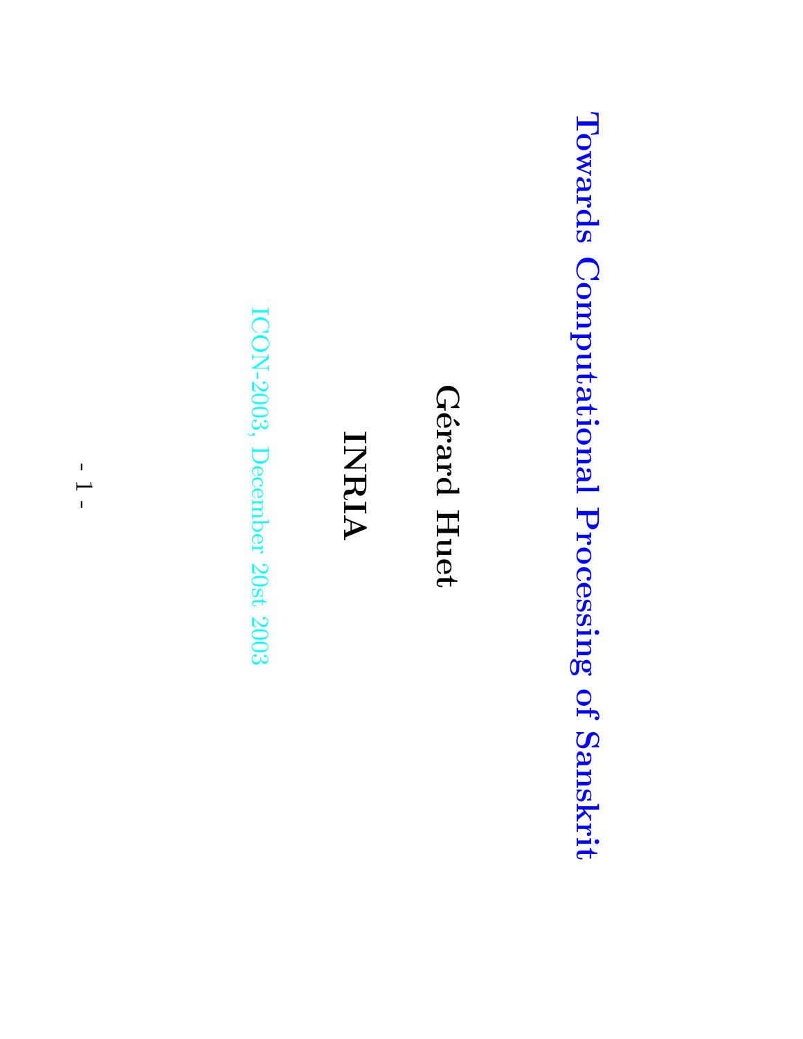# Towards Computational Processing of Sanskrit

**Gérard Huet**

**INRIA**

ICON-2003, December 20st 2003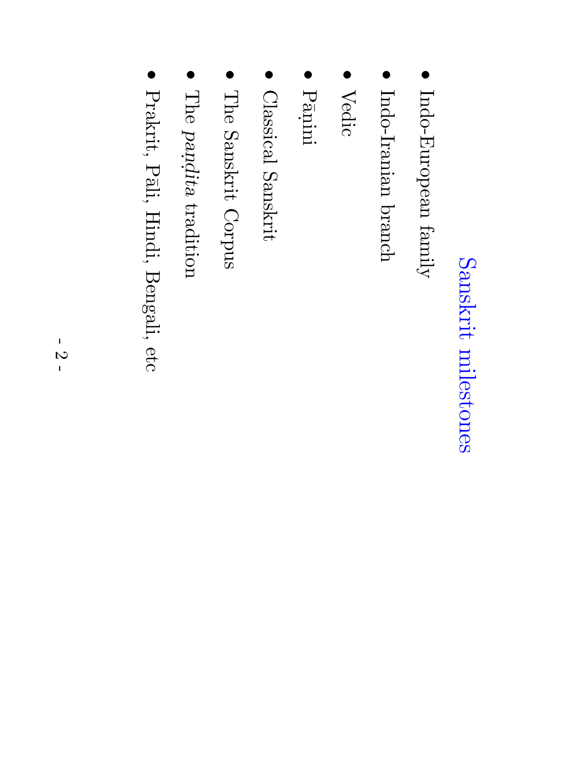# Sanskrit milestones

- Indo-European family
- Indo-Iranian branch
- Vedic
- Pāṇini
- Classical Sanskrit
- The Sanskrit Corpus
- The *paṇḍita* tradition
- Prakrit, Pāli, Hindi, Bengali, etc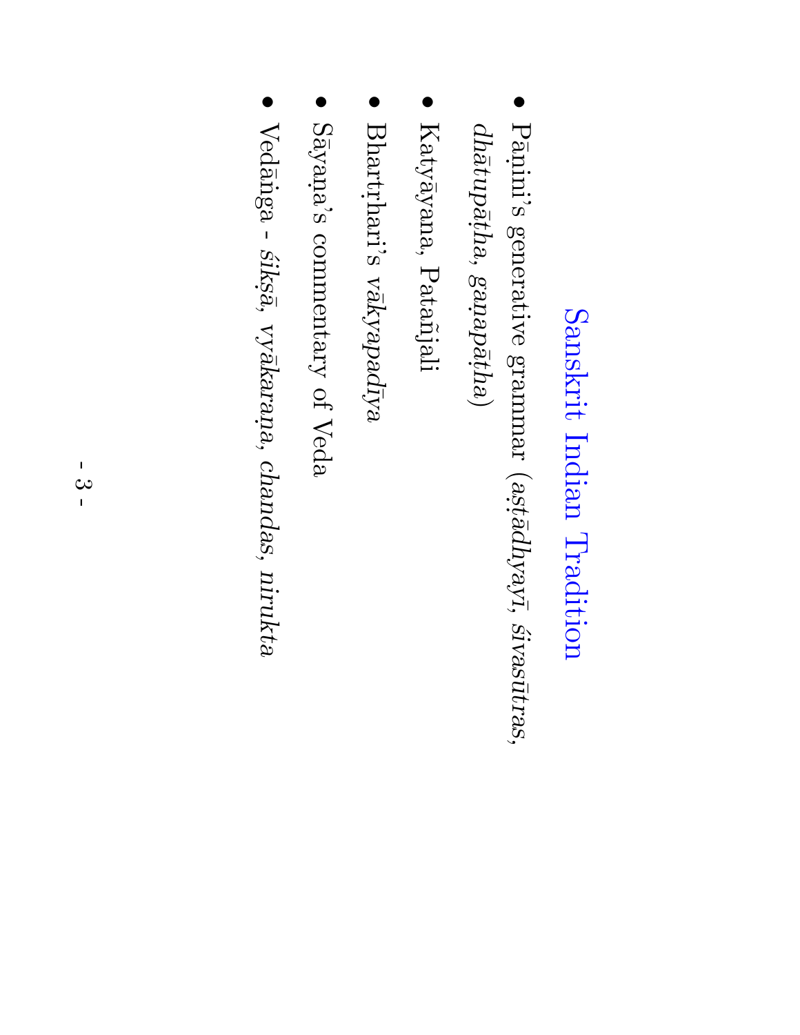# Sanskrit Indian Tradition

- Pāṇini's generative grammar (*aṣṭādhyayī*, *śivasūtras*, *dhātupāṭha*, *gaṇapāṭha*)
- Katyāyana, Patañjali
- Bhartṛhari's *vākyapadīya*
- Sāyaṇa's commentary of Veda
- Vedāṅga - *śikṣā*, *vyākaraṇa*, *chandas*, *nirukta*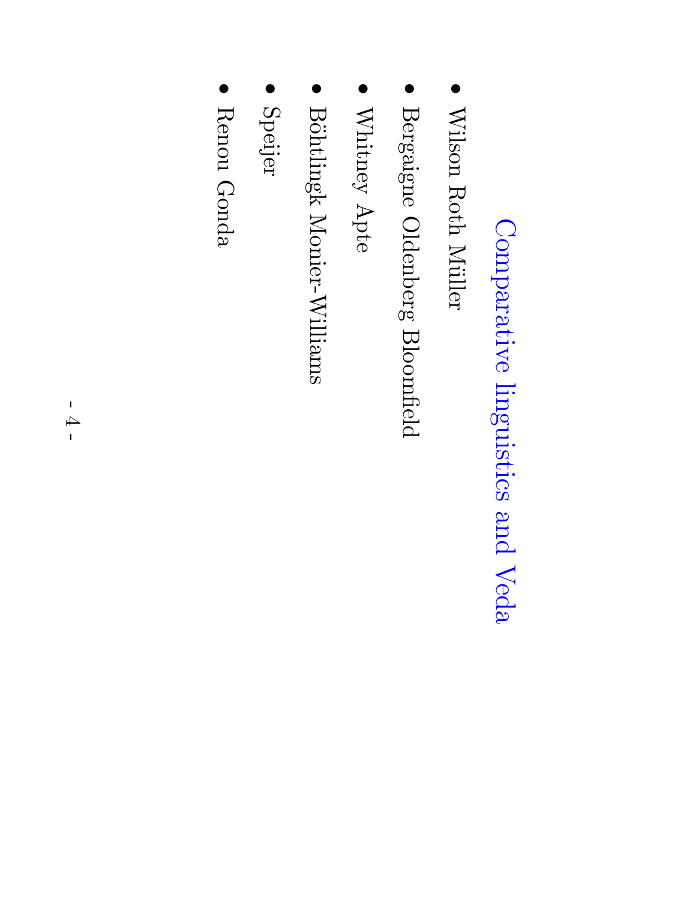## Comparative linguistics and Veda

- Wilson Roth Müller
- Bergaigne Oldenberg Bloomfield
- Whitney Apte
- Böhtlingk Monier-Williams
- Speijer
- Renou Gonda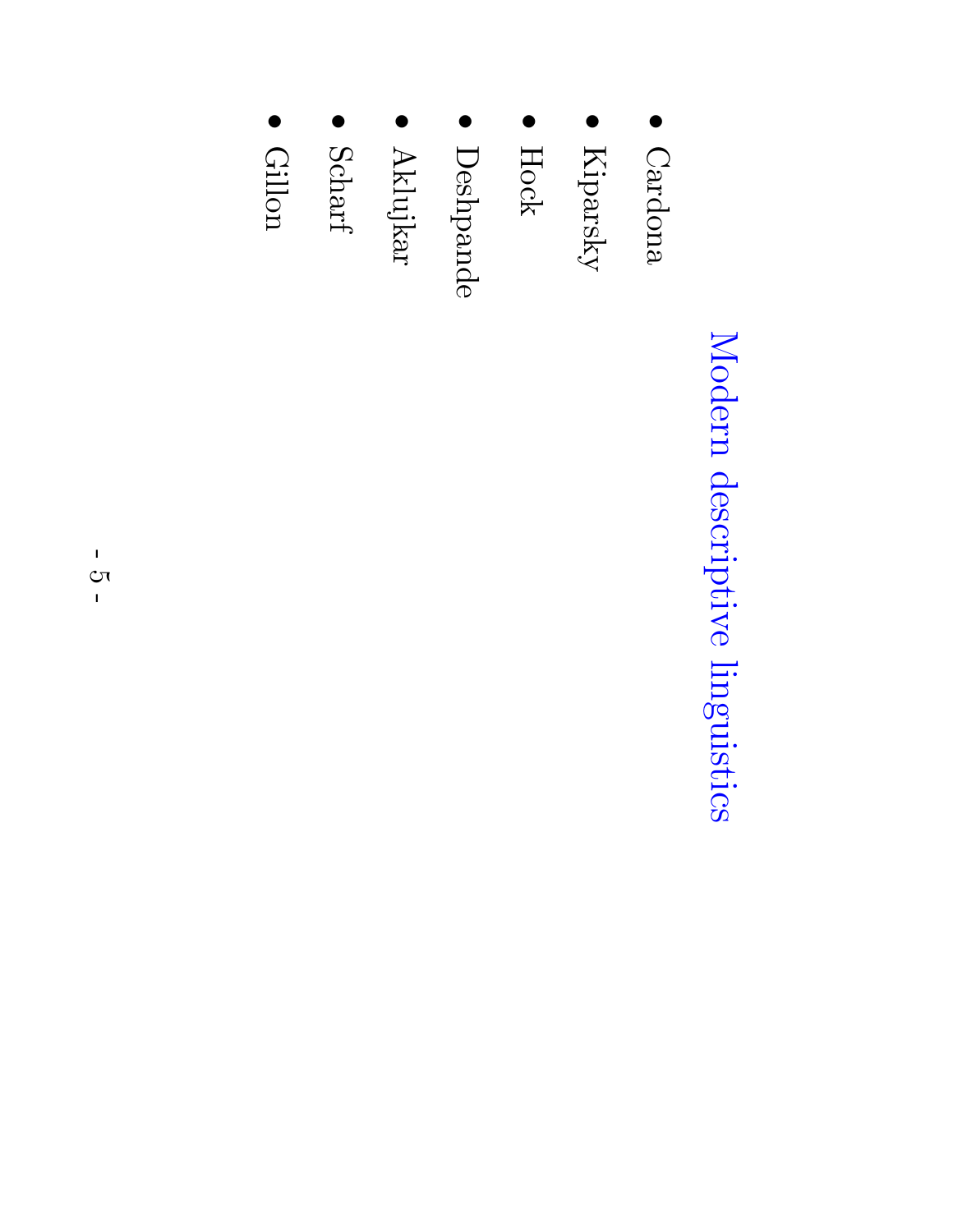## Modern descriptive linguistics

- Cardona
- Kiparsky
- Hock
- Deshpande
- Aklujkar
- Scharf
- Gillon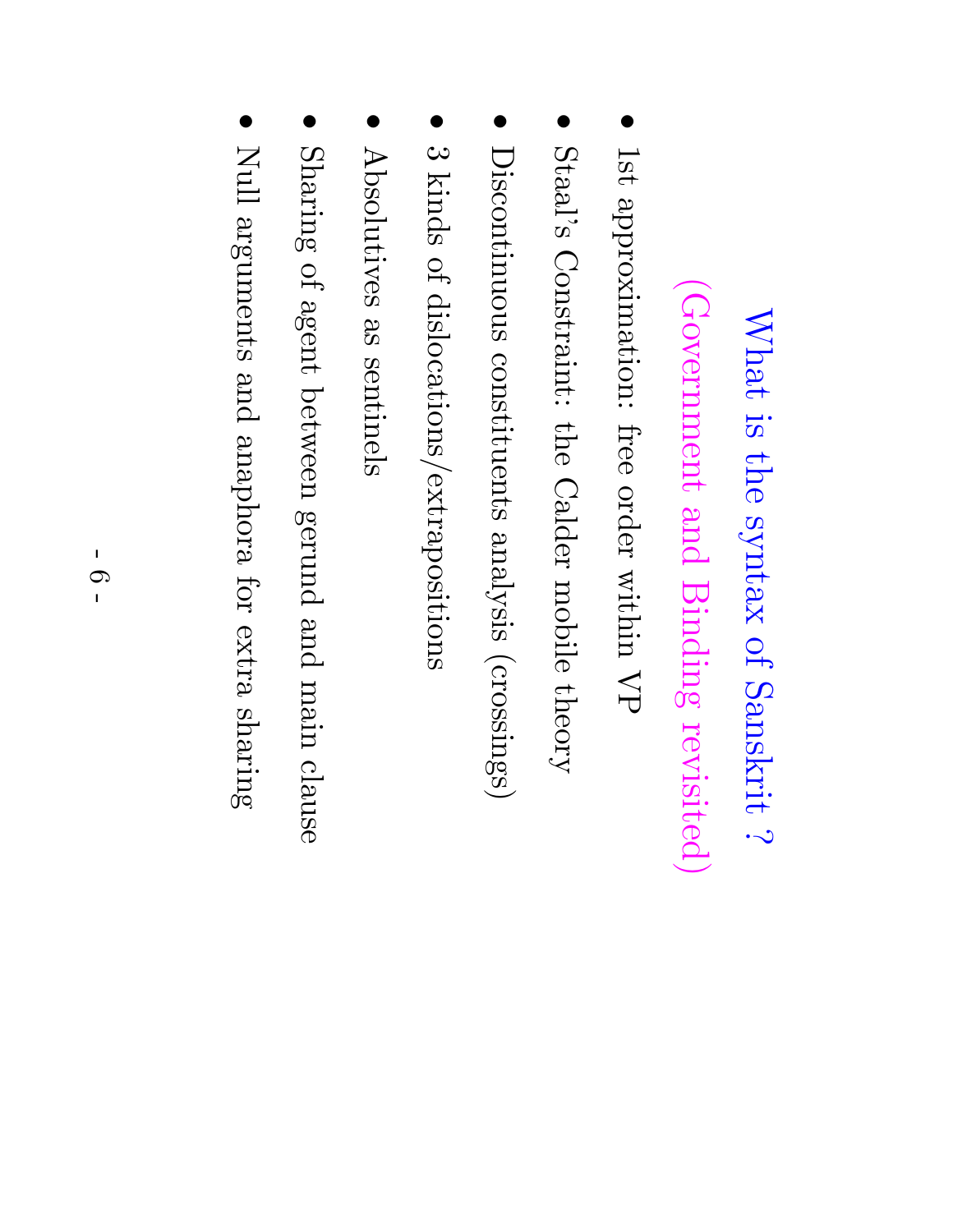# What is the syntax of Sanskrit ?

## (Government and Binding revisited)

- 1st approximation: free order within VP
- Staal's Constraint: the Calder mobile theory
- Discontinuous constituents analysis (crossings)
- 3 kinds of dislocations/extrapositions
- Absolutives as sentinels
- Sharing of agent between gerund and main clause
- Null arguments and anaphora for extra sharing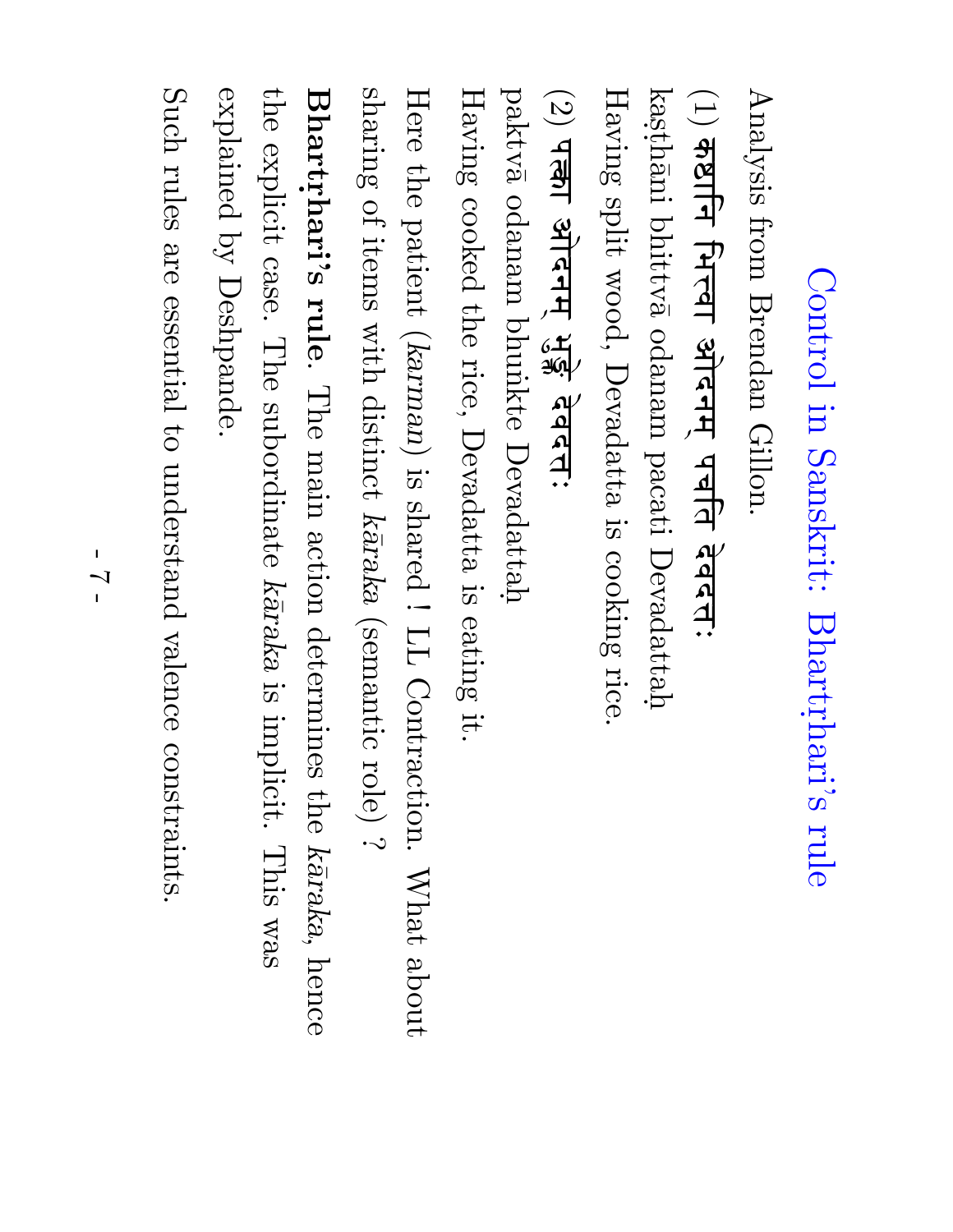# Control in Sanskrit: Bhartṛhari's rule

Analysis from Brendan Gillon.

(1) **कष्ठानि भित्वा ओदनम् पचति देवदत्तः**

kaṣṭhāni bhittvā odanam pacati Devadattaḥ

Having split wood, Devadatta is cooking rice.

(2) **पक्त्वा ओदनम् भुङ्क्ते देवदत्तः**

paktvā odanam bhuṅkte Devadattaḥ

Having cooked the rice, Devadatta is eating it.

Here the patient (*karman*) is shared ! LL Contraction. What about sharing of items with distinct *kāraka* (semantic role) ?

**Bhartṛhari's rule**. The main action determines the *kāraka*, hence the explicit case. The subordinate *kāraka* is implicit. This was explained by Deshpande.

Such rules are essential to understand valence constraints.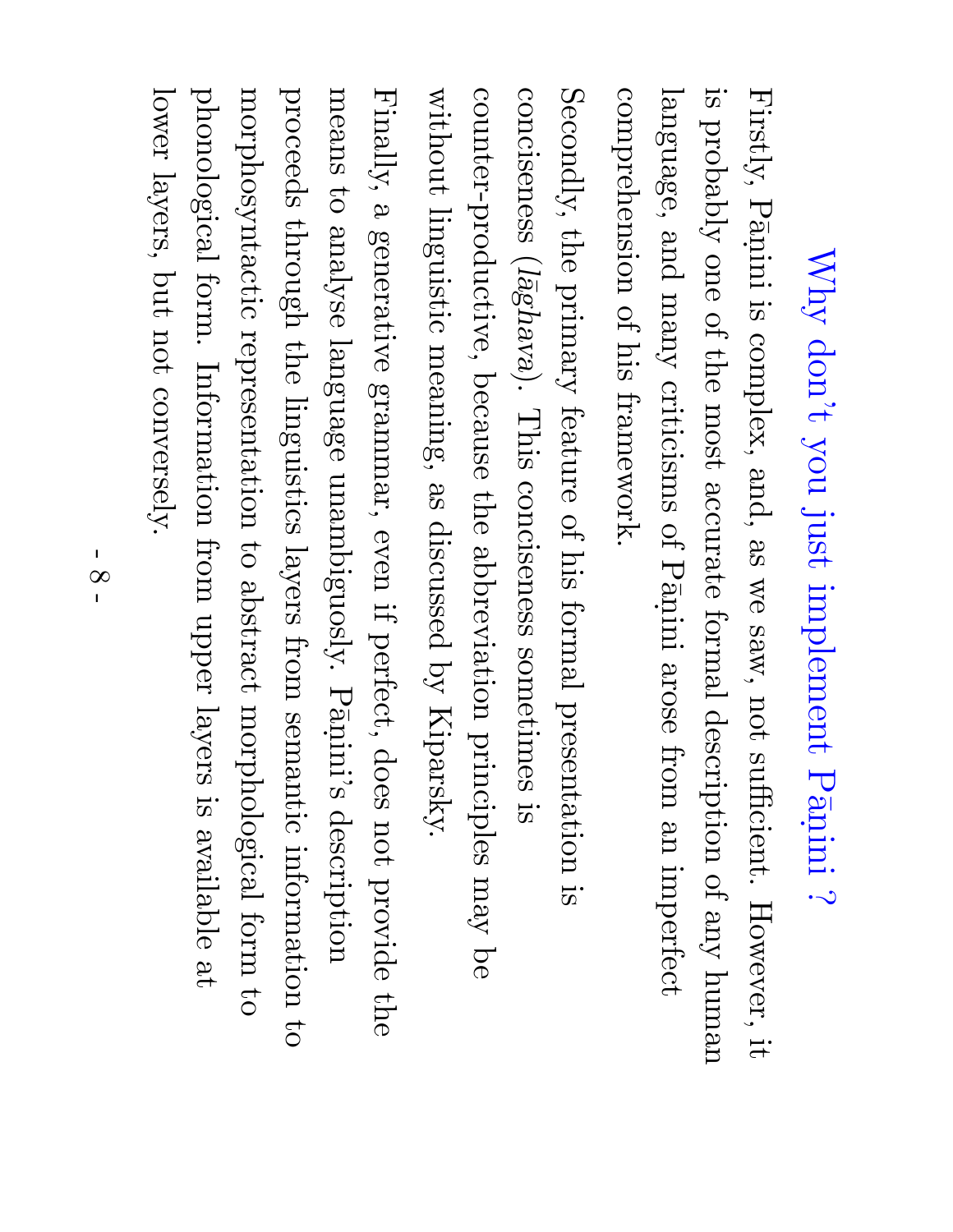# Why don't you just implement Pāṇini ?

Firstly, Pāṇini is complex, and, as we saw, not sufficient. However, it is probably one of the most accurate formal description of any human language, and many criticisms of Pāṇini arose from an imperfect comprehension of his framework.

Secondly, the primary feature of his formal presentation is conciseness (*lāghava*). This conciseness sometimes is counter-productive, because the abbreviation principles may be without linguistic meaning, as discussed by Kiparsky.

Finally, a generative grammar, even if perfect, does not provide the means to analyse language unambiguosly. Pāṇini's description proceeds through the linguistics layers from semantic information to morphosyntactic representation to abstract morphological form to phonological form. Information from upper layers is available at lower layers, but not conversely.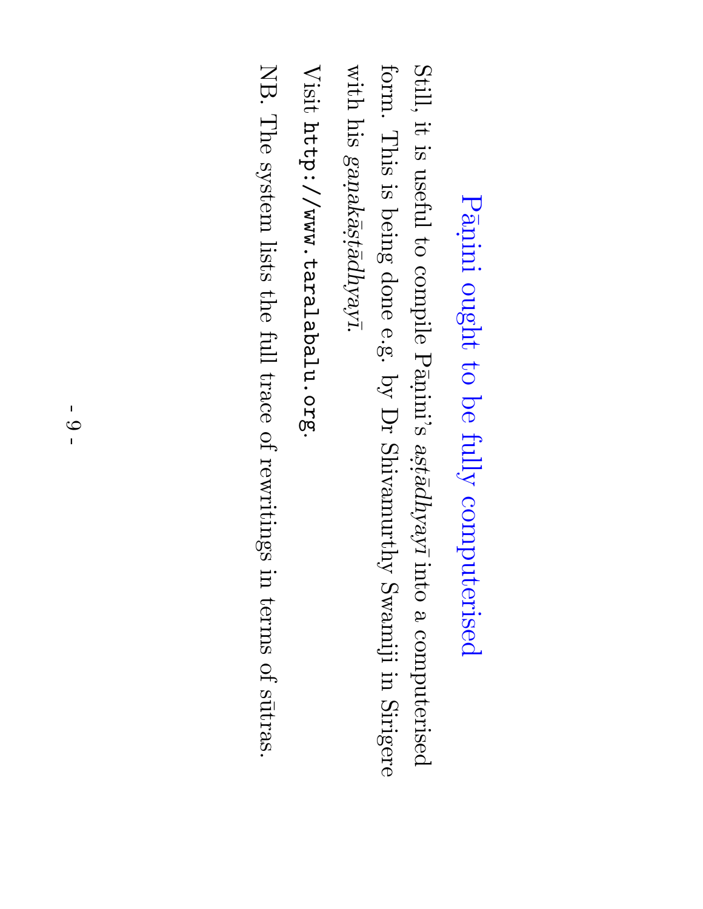## Pāṇini ought to be fully computerised

Still, it is useful to compile Pāṇini's *aṣṭādhyayī* into a computerised form. This is being done e.g. by Dr Shivamurthy Swamiji in Sirigere with his *gaṇakāṣṭādhyayī*.

Visit `http://www.taralabalu.org`.

NB. The system lists the full trace of rewritings in terms of sūtras.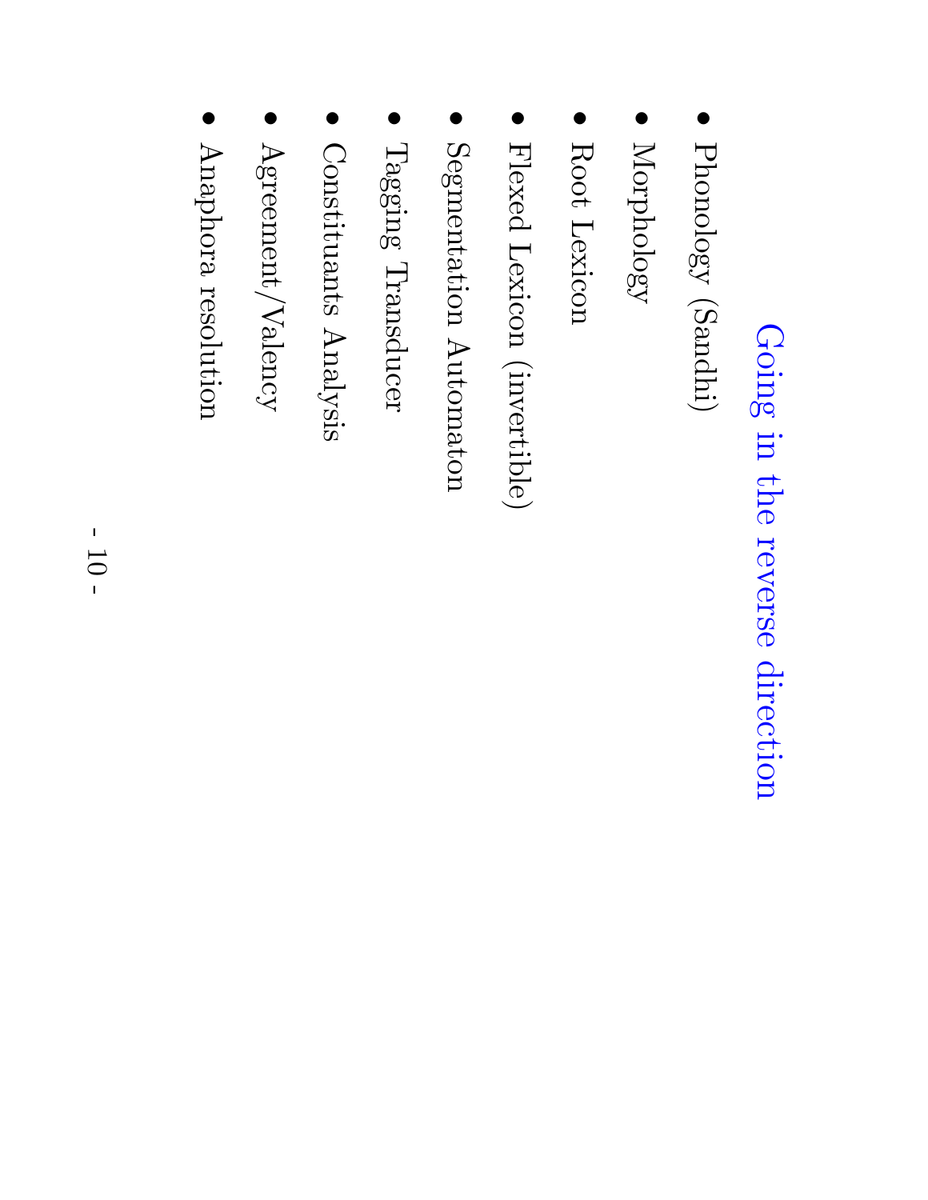## Going in the reverse direction

- Phonology (Sandhi)
- Morphology
- Root Lexicon
- Flexed Lexicon (invertible)
- Segmentation Automaton
- Tagging Transducer
- Constituants Analysis
- Agreement/Valency
- Anaphora resolution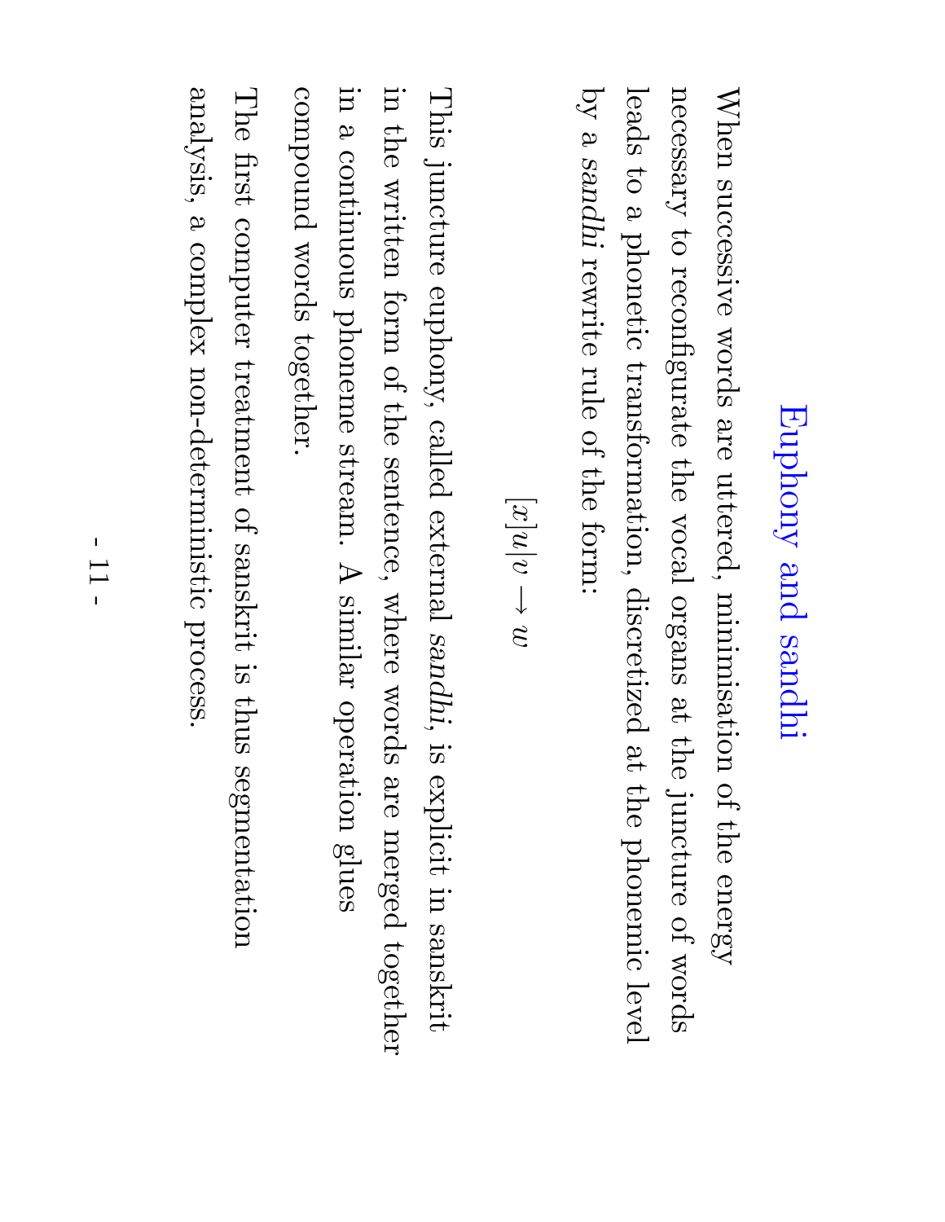# Euphony and sandhi

When successive words are uttered, minimisation of the energy necessary to reconfigurate the vocal organs at the juncture of words leads to a phonetic transformation, discretized at the phonemic level by a *sandhi* rewrite rule of the form:

$$[x]u|v \rightarrow w$$

This juncture euphony, called external *sandhi*, is explicit in sanskrit in the written form of the sentence, where words are merged together in a continuous phoneme stream. A similar operation glues compound words together.

The first computer treatment of sanskrit is thus segmentation analysis, a complex non-deterministic process.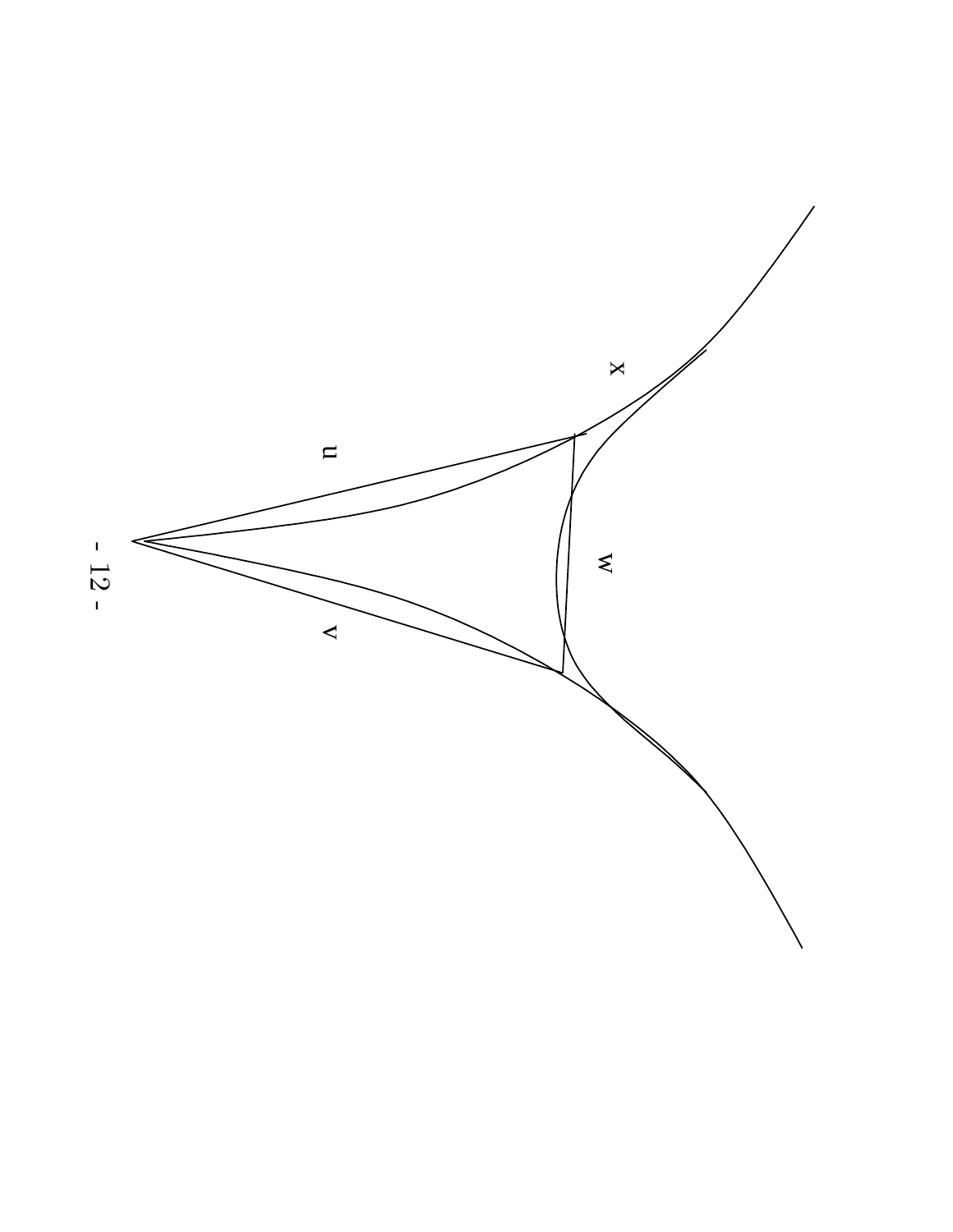x

u

w

v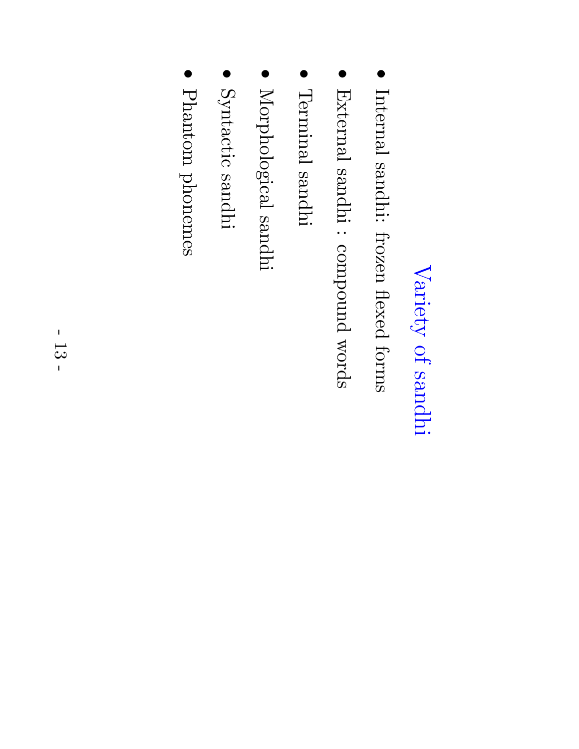# Variety of sandhi

- Internal sandhi: frozen flexed forms
- External sandhi : compound words
- Terminal sandhi
- Morphological sandhi
- Syntactic sandhi
- Phantom phonemes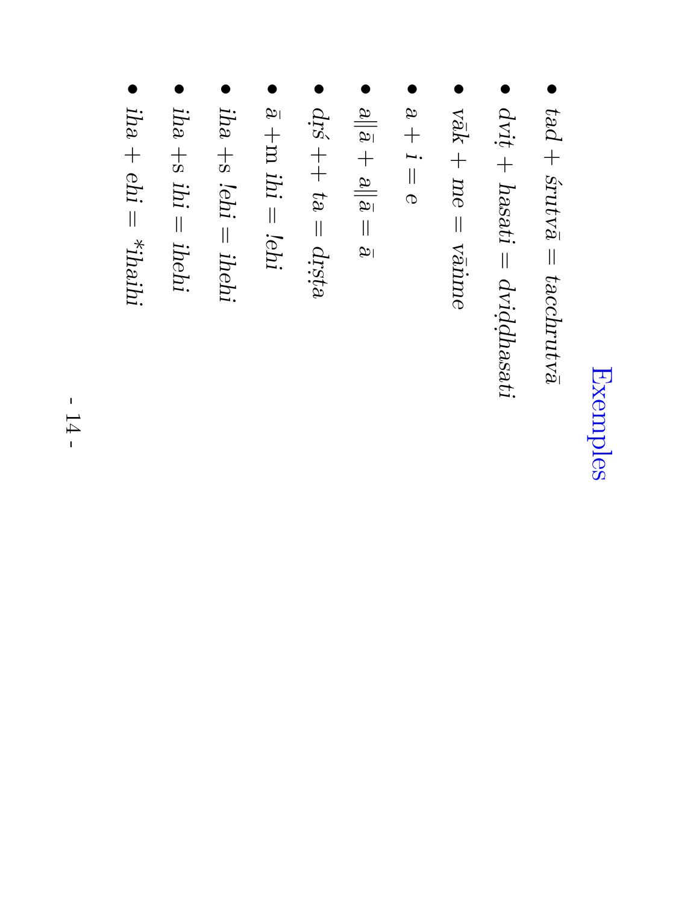# Exemples

- *tad* + *śrutvā* = *tacchrutvā*
- *dviṭ* + *hasati* = *dviḍḍhasati*
- *vāk* + *me* = *vāṅme*
- *a* + *i* = *e*
- a‖ā + a‖ā = ā
- *dṛś* ++ *ta* = *dṛṣṭa*
- ā +m *ihi* = !*ehi*
- *iha* +s !*ehi* = *ihehi*
- *iha* +s *ihi* = *ihehi*
- *iha* + *ehi* = *\*ihaihi*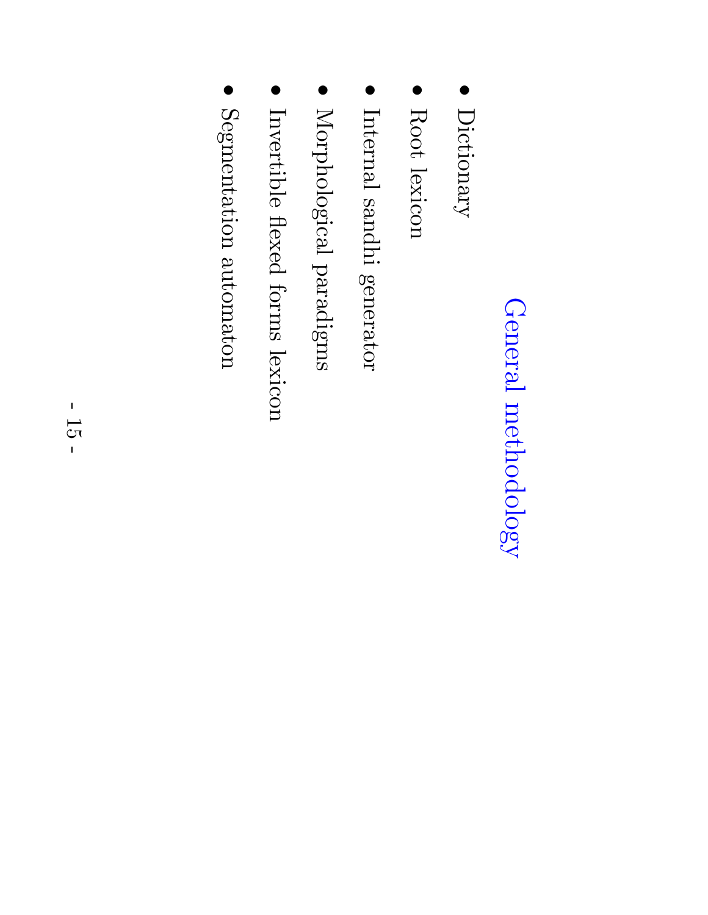# General methodology

- Dictionary
- Root lexicon
- Internal sandhi generator
- Morphological paradigms
- Invertible flexed forms lexicon
- Segmentation automaton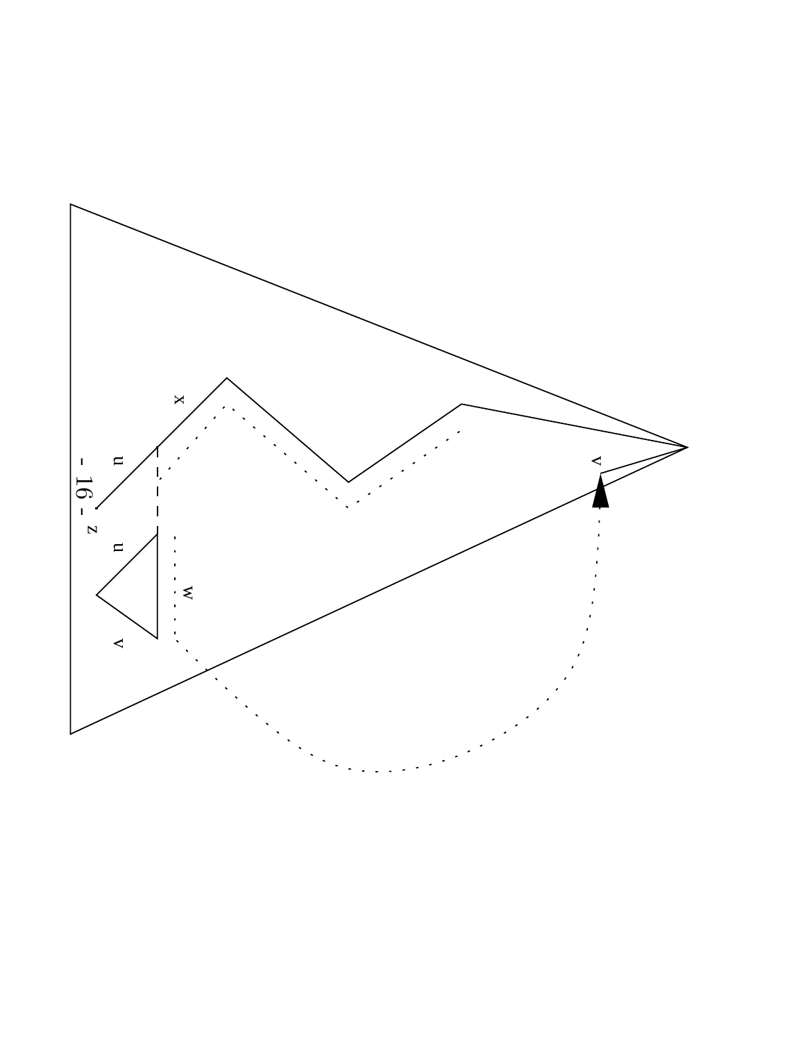x

u

z

u

w

v

v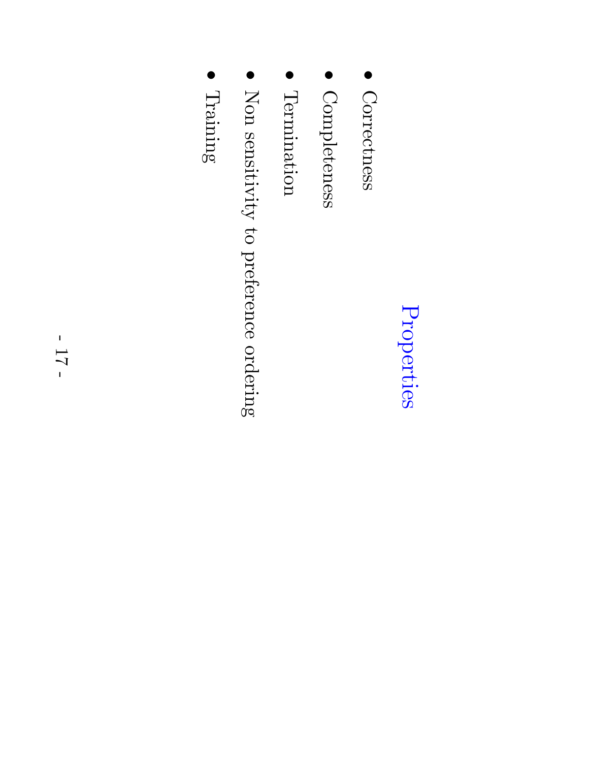# Properties

- Correctness
- Completeness
- Termination
- Non sensitivity to preference ordering
- Training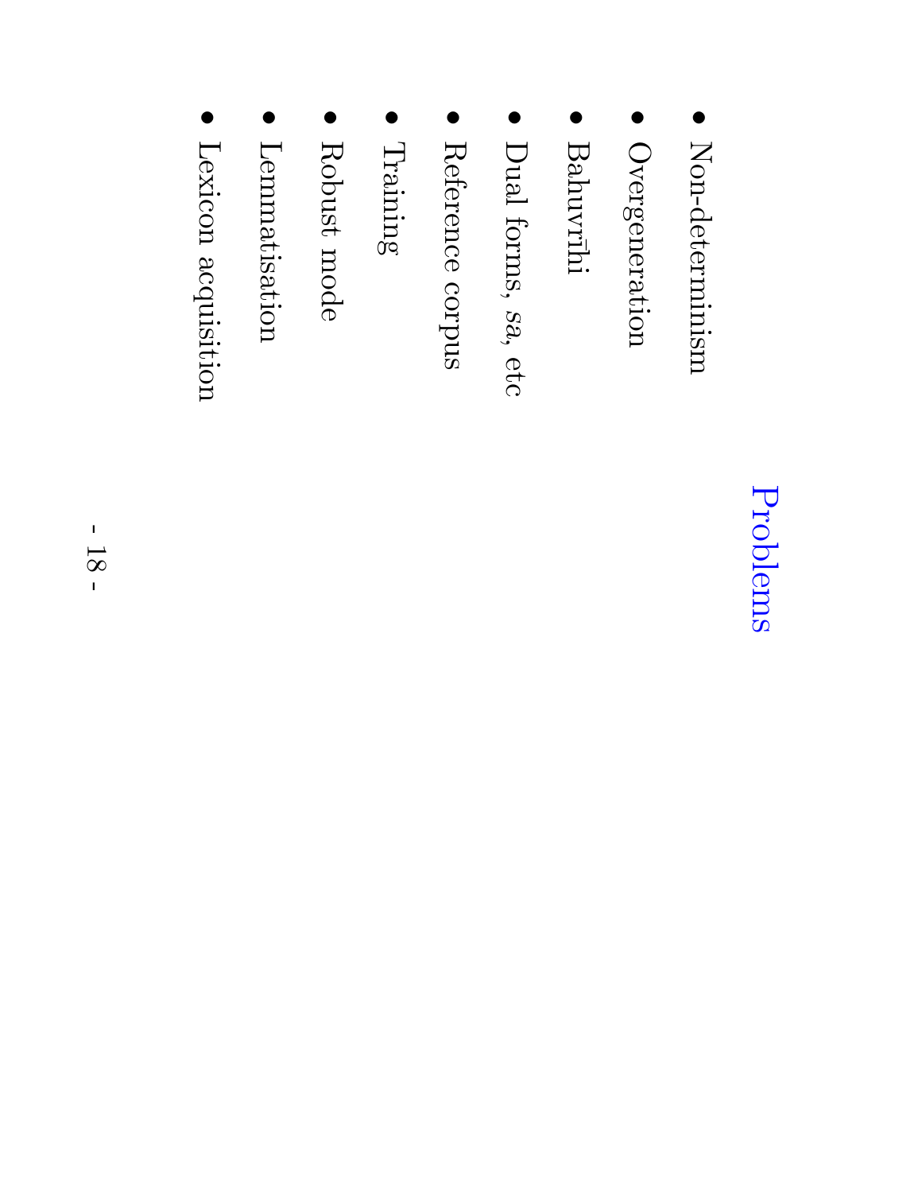# Problems

- Non-determinism
- Overgeneration
- Bahuvrīhi
- Dual forms, *sa*, etc
- Reference corpus
- Training
- Robust mode
- Lemmatisation
- Lexicon acquistion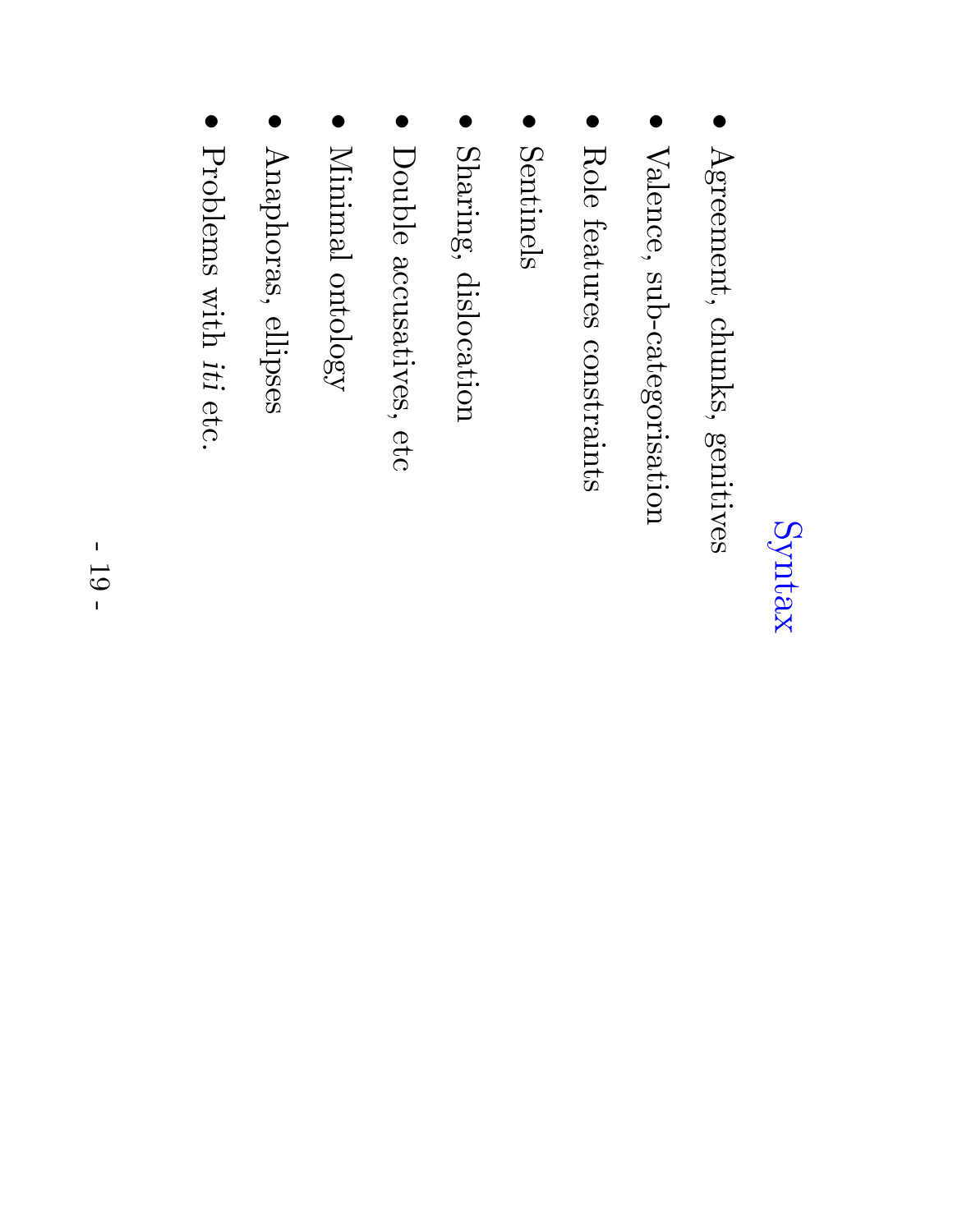# Syntax

- Agreement, chunks, genitives
- Valence, sub-categorisation
- Role features constraints
- Sentinels
- Sharing, dislocation
- Double accusatives, etc
- Minimal ontology
- Anaphoras, ellipses
- Problems with *iti* etc.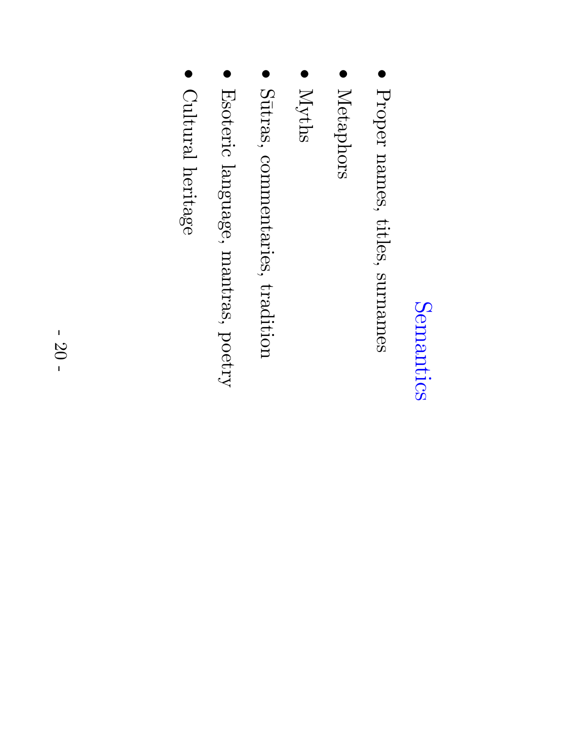# Semantics

- Proper names, titles, surnames
- Metaphors
- Myths
- Sūtras, commentaries, tradition
- Esoteric language, mantras, poetry
- Cultural heritage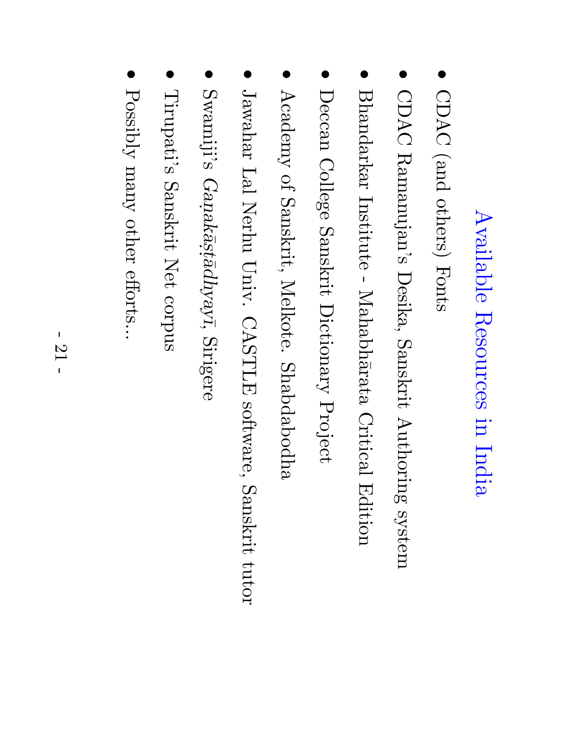## Available Resources in India

- CDAC (and others) Fonts
- CDAC Ramanujan's Desika, Sanskrit Authoring system
- Bhandarkar Institute - Mahabhārata Critical Edition
- Deccan College Sanskrit Dictionary Project
- Academy of Sanskrit, Melkote. Shabdabodha
- Jawahar Lal Nerhu Univ. CASTLE software, Sanskrit tutor
- Swamiji's *Gaṇakāṣṭādhyayī*, Sirigere
- Tirupati's Sanskrit Net corpus
- Possibly many other efforts...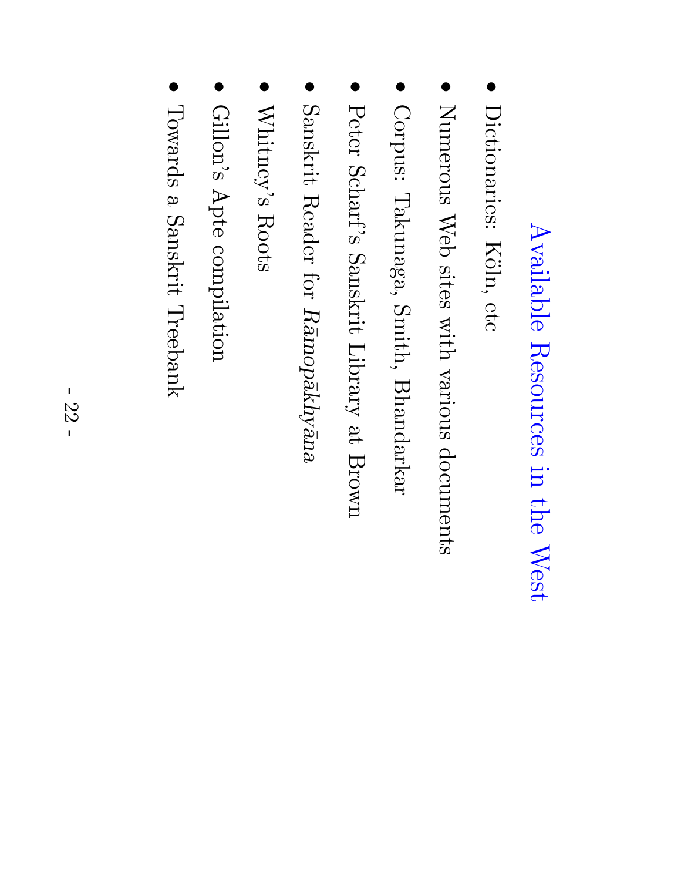# Available Resources in the West

- Dictionaries: Köln, etc
- Numerous Web sites with various documents
- Corpus: Takunaga, Smith, Bhandarkar
- Peter Scharf's Sanskrit Library at Brown
- Sanskrit Reader for *Rāmopākhyāna*
- Whitney's Roots
- Gillon's Apte compilation
- Towards a Sanskrit Treebank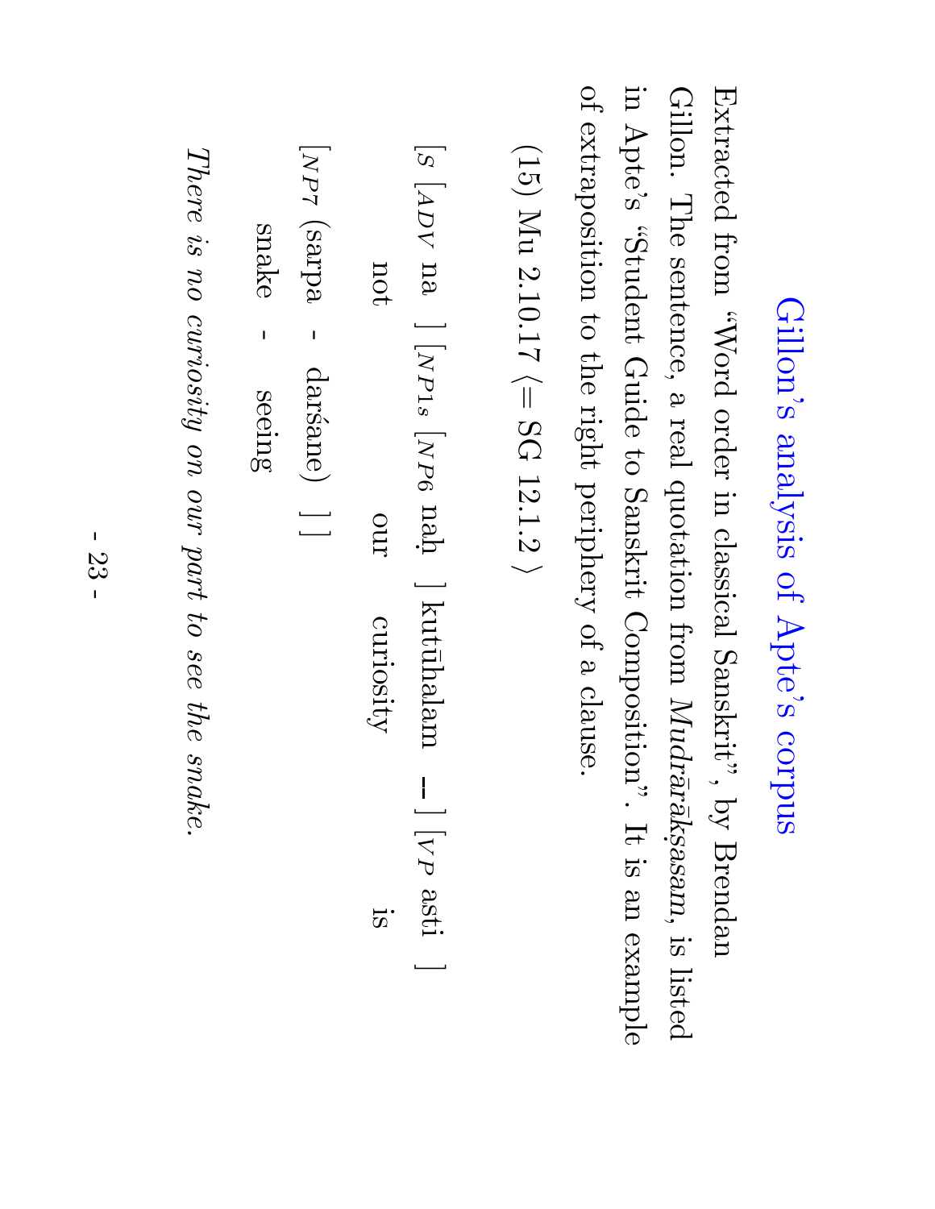# Gillon's analysis of Apte's corpus

Extracted from "Word order in classical Sanskrit", by Brendan Gillon. The sentence, a real quotation from *Mudrārākṣasam*, is listed in Apte's "Student Guide to Sanskrit Composition". It is an example of extraposition to the right periphery of a clause.

(15) Mu 2.10.17 ⟨= SG 12.1.2⟩

$[_S$ $[_{ADV}$ na $]$ $[_{NP1s}$ $[_{NP6}$ naḥ $]$ kutūhalam — $]$ $[_{VP}$ asti $]$

not our curiosity is

$[_{NP7}$ (sarpa - darśane) $]$ $]$

snake - seeing

*There is no curiosity on our part to see the snake.*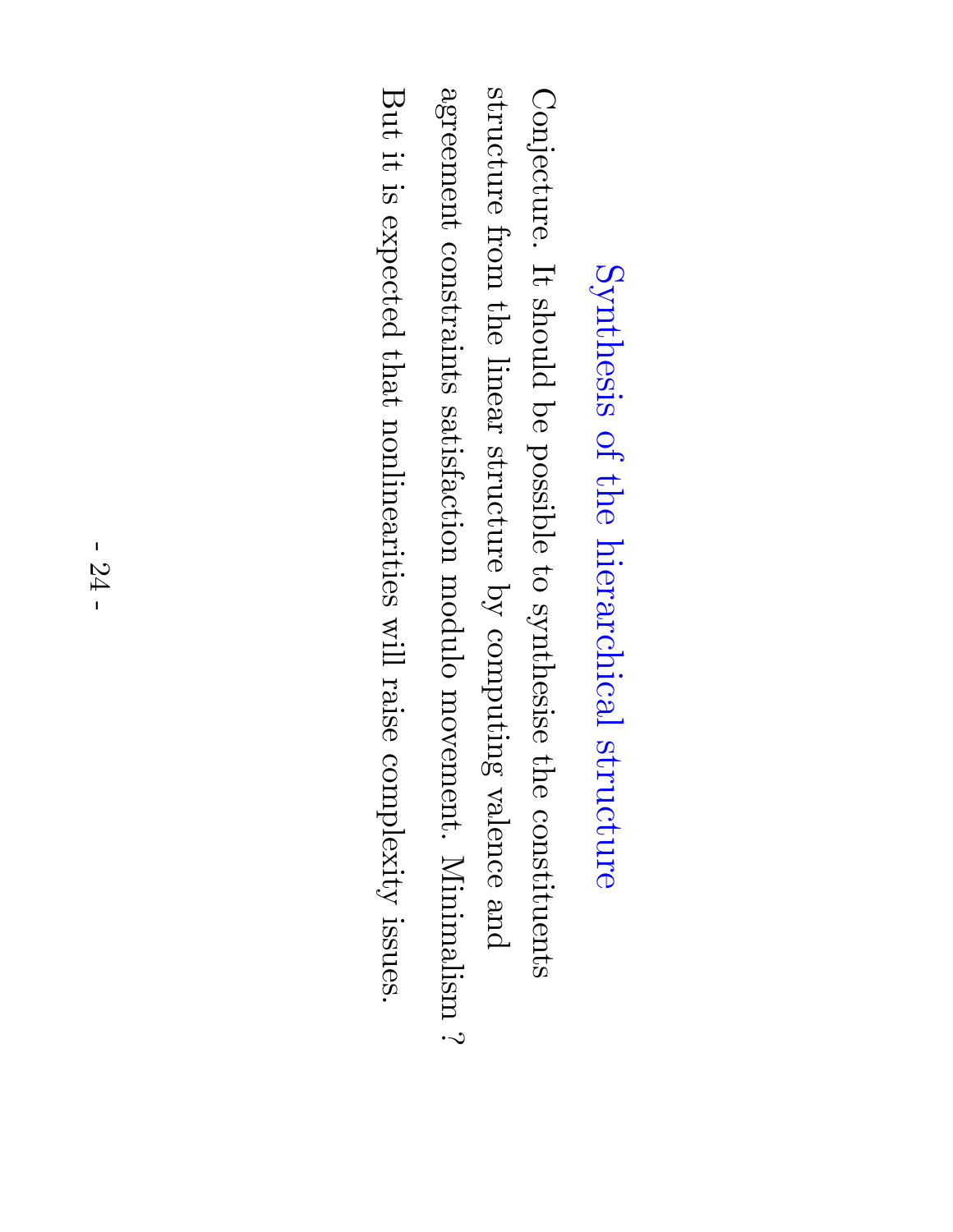# Synthesis of the hierarchical structure

Conjecture. It should be possible to synthesise the constituents structure from the linear structure by computing valence and agreement constraints satisfaction modulo movement. Minimalism ?

But it is expected that nonlinearities will raise complexity issues.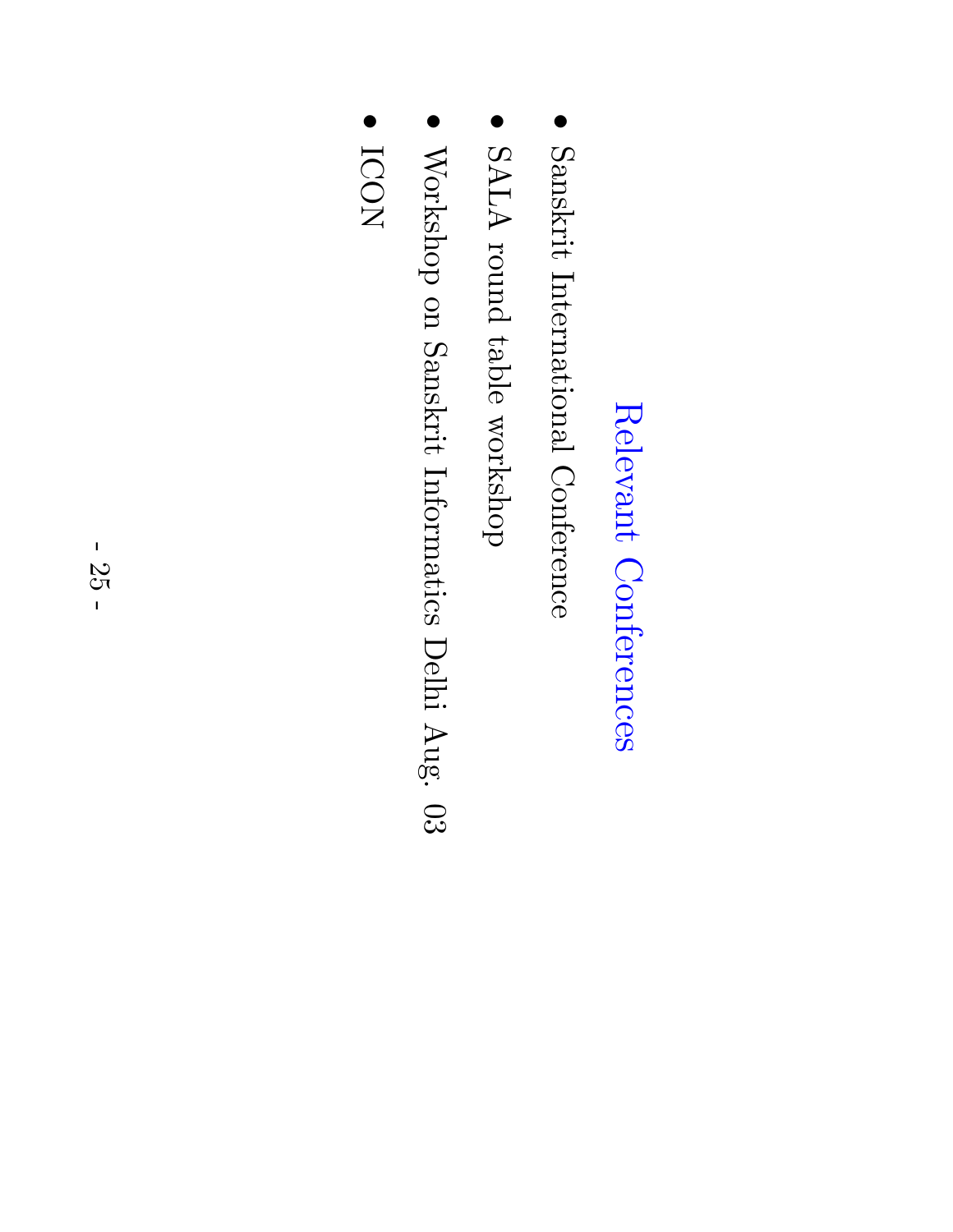# Relevant Conferences

- Sanskrit International Conference
- SALA round table workshop
- Workshop on Sanskrit Informatics Delhi Aug. 03
- ICON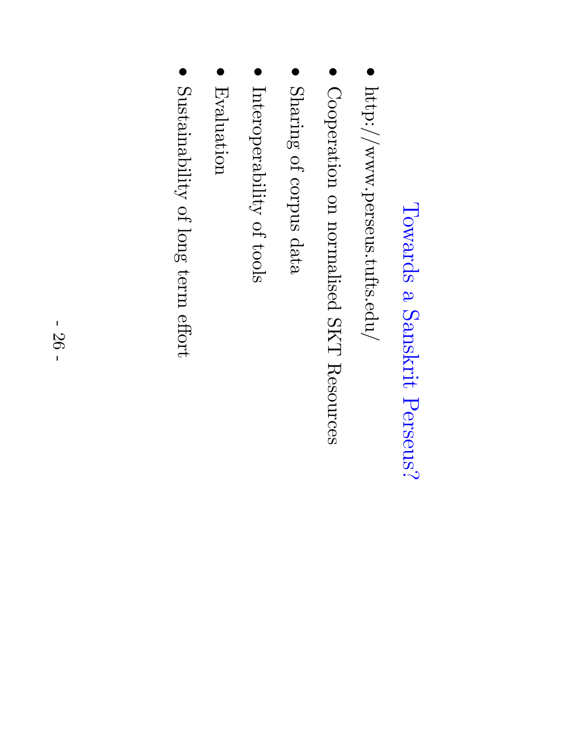# Towards a Sanskrit Perseus?

- http://www.perseus.tufts.edu/
- Cooperation on normalised SKT Resources
- Sharing of corpus data
- Interoperability of tools
- Evaluation
- Sustainability of long term effort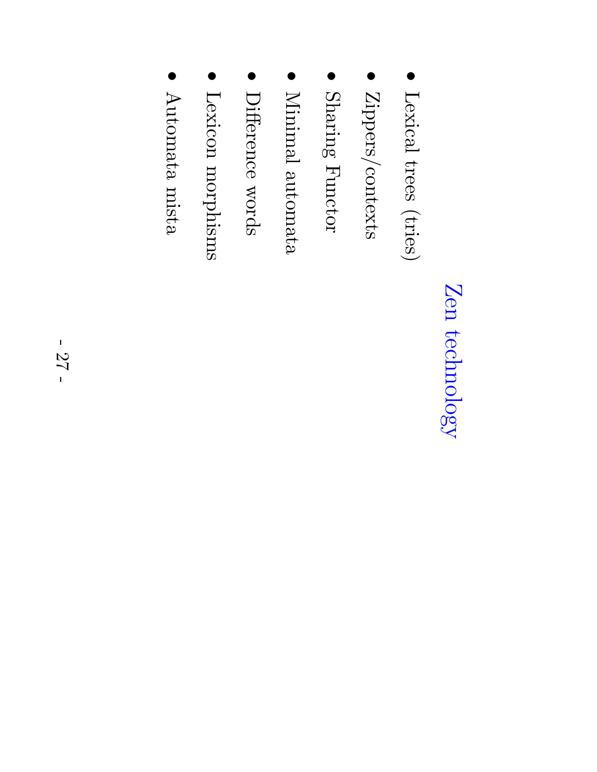## Zen technology

- Lexical trees (tries)
- Zippers/contexts
- Sharing Functor
- Minimal automata
- Difference words
- Lexicon morphisms
- Automata mista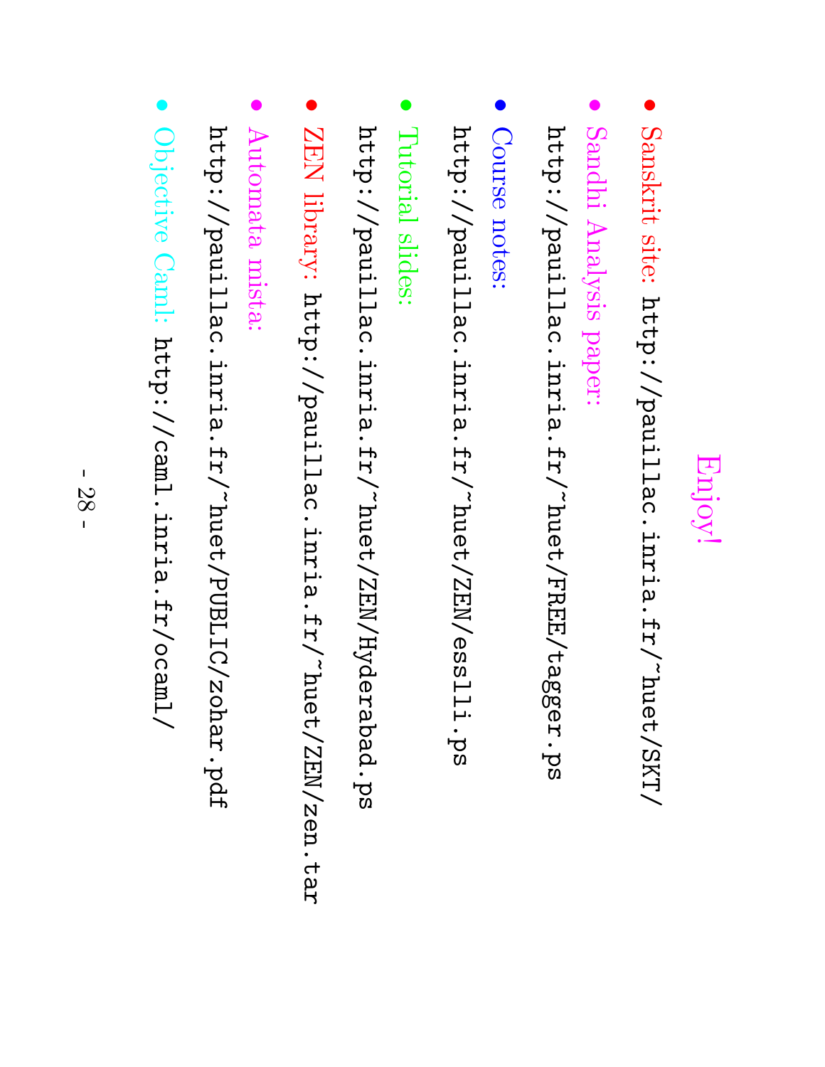# Enjoy!

- Sanskrit site: http://pauillac.inria.fr/~huet/SKT/
- Sandhi Analysis paper:

  http://pauillac.inria.fr/~huet/FREE/tagger.ps
- Course notes:

  http://pauillac.inria.fr/~huet/ZEN/esslli.ps
- Tutorial slides:

  http://pauillac.inria.fr/~huet/ZEN/Hyderabad.ps
- ZEN library: http://pauillac.inria.fr/~huet/ZEN/zen.tar
- Automata mista:

  http://pauillac.inria.fr/~huet/PUBLIC/zohar.pdf
- Objective Caml: http://caml.inria.fr/ocaml/